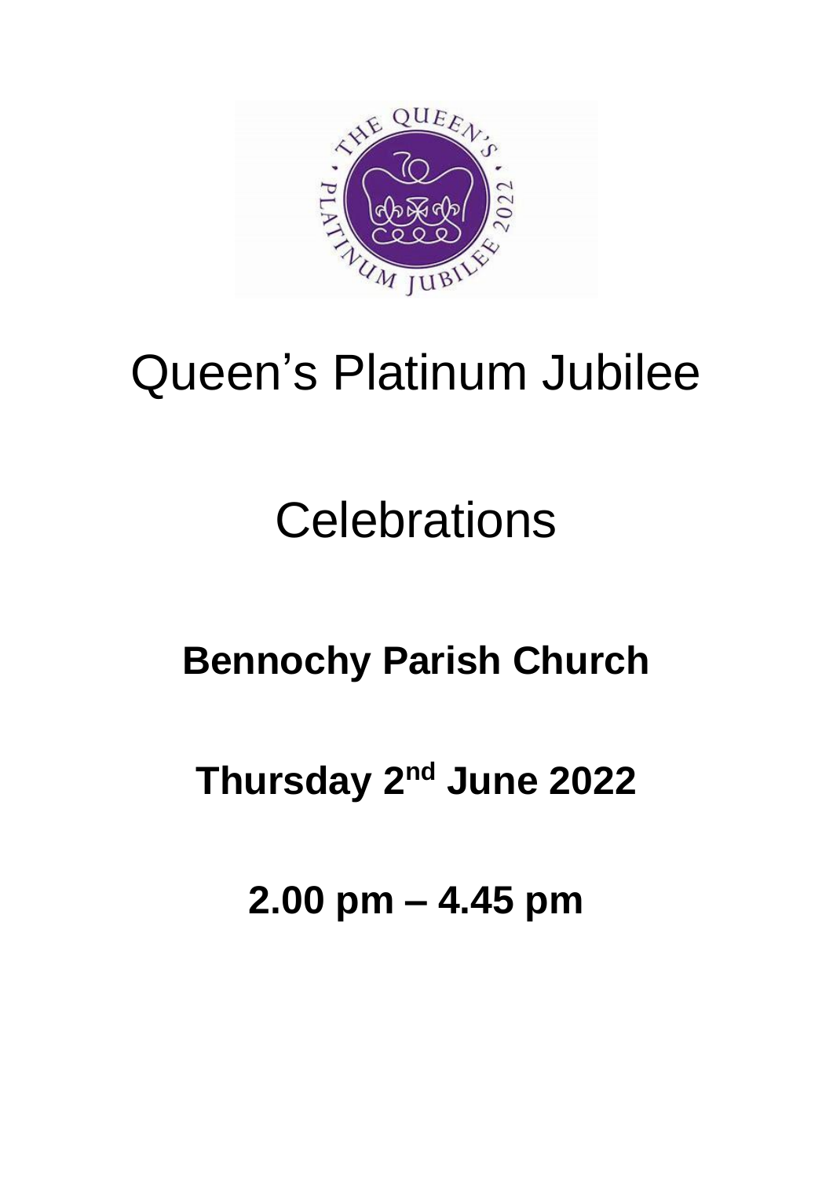# Queen's Platinum Jubilee

# Celebrations

## Bennochy Parish Church

## Thursday 2nd June 2022

## 2.00 pm – 4.45 pm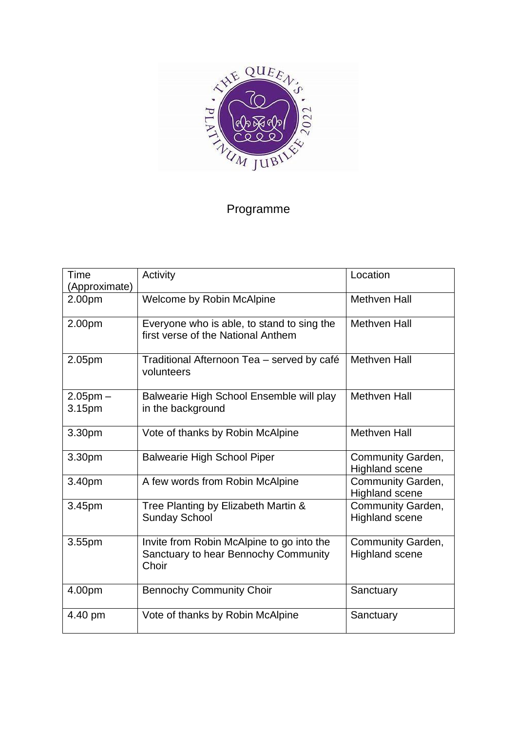# Programme

| Time (Approximate) | Activity | Location |
| --- | --- | --- |
| 2.00pm | Welcome by Robin McAlpine | Methven Hall |
| 2.00pm | Everyone who is able, to stand to sing the first verse of the National Anthem | Methven Hall |
| 2.05pm | Traditional Afternoon Tea – served by café volunteers | Methven Hall |
| 2.05pm – 3.15pm | Balwearie High School Ensemble will play in the background | Methven Hall |
| 3.30pm | Vote of thanks by Robin McAlpine | Methven Hall |
| 3.30pm | Balwearie High School Piper | Community Garden, Highland scene |
| 3.40pm | A few words from Robin McAlpine | Community Garden, Highland scene |
| 3.45pm | Tree Planting by Elizabeth Martin & Sunday School | Community Garden, Highland scene |
| 3.55pm | Invite from Robin McAlpine to go into the Sanctuary to hear Bennochy Community Choir | Community Garden, Highland scene |
| 4.00pm | Bennochy Community Choir | Sanctuary |
| 4.40 pm | Vote of thanks by Robin McAlpine | Sanctuary |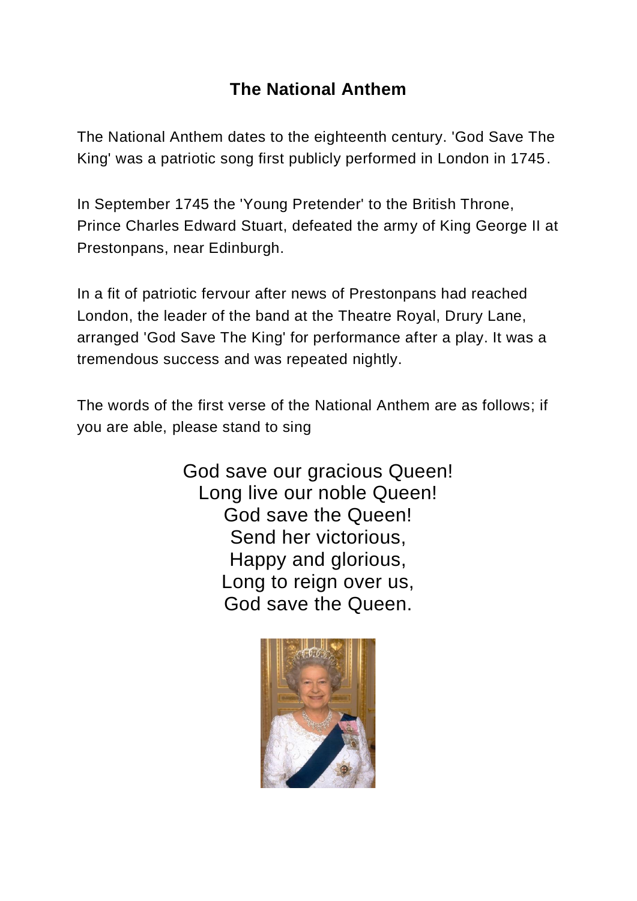# The National Anthem

The National Anthem dates to the eighteenth century. 'God Save The King' was a patriotic song first publicly performed in London in 1745.

In September 1745 the 'Young Pretender' to the British Throne, Prince Charles Edward Stuart, defeated the army of King George II at Prestonpans, near Edinburgh.

In a fit of patriotic fervour after news of Prestonpans had reached London, the leader of the band at the Theatre Royal, Drury Lane, arranged 'God Save The King' for performance after a play. It was a tremendous success and was repeated nightly.

The words of the first verse of the National Anthem are as follows; if you are able, please stand to sing

God save our gracious Queen!
Long live our noble Queen!
God save the Queen!
Send her victorious,
Happy and glorious,
Long to reign over us,
God save the Queen.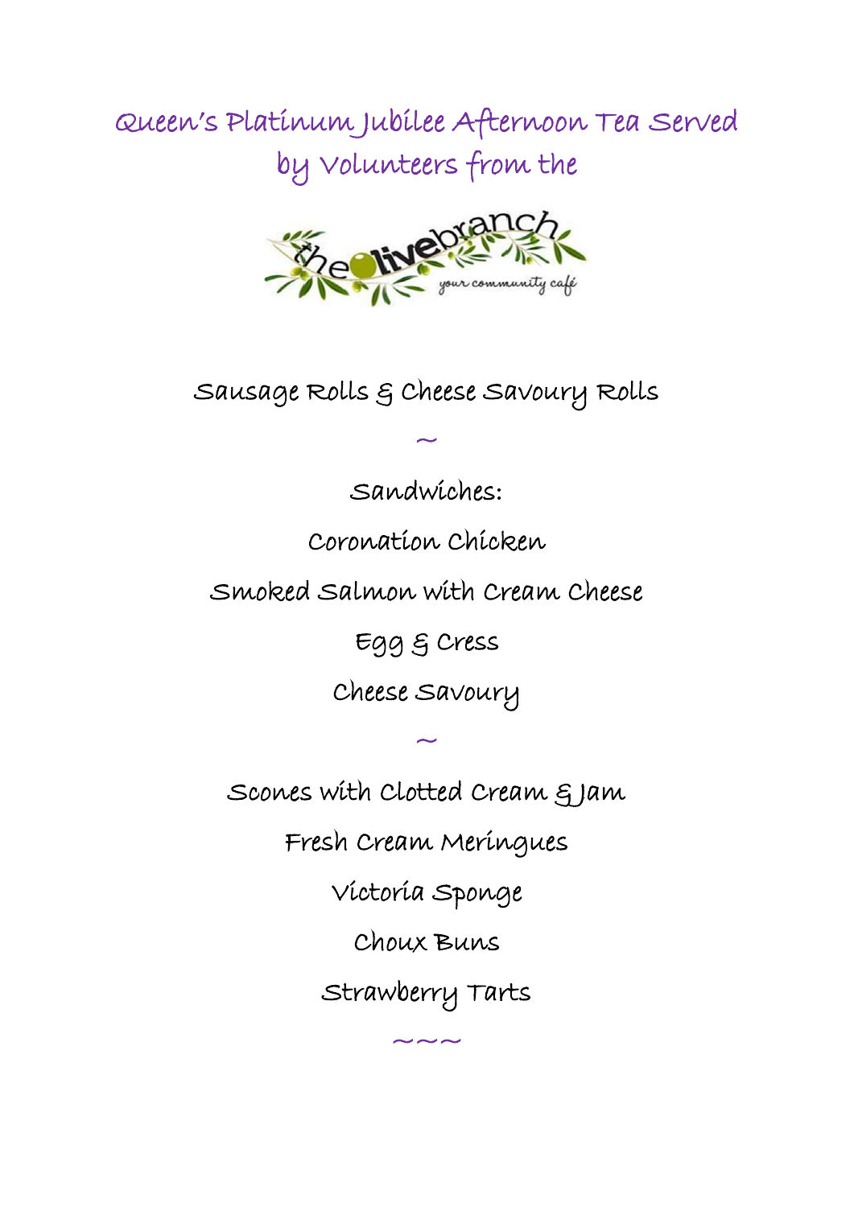# Queen's Platinum Jubilee Afternoon Tea Served by Volunteers from the

the olive branch
your community café

Sausage Rolls & Cheese Savoury Rolls

~

Sandwiches:

Coronation Chicken

Smoked Salmon with Cream Cheese

Egg & Cress

Cheese Savoury

~

Scones with Clotted Cream & Jam

Fresh Cream Meringues

Victoria Sponge

Choux Buns

Strawberry Tarts

~~~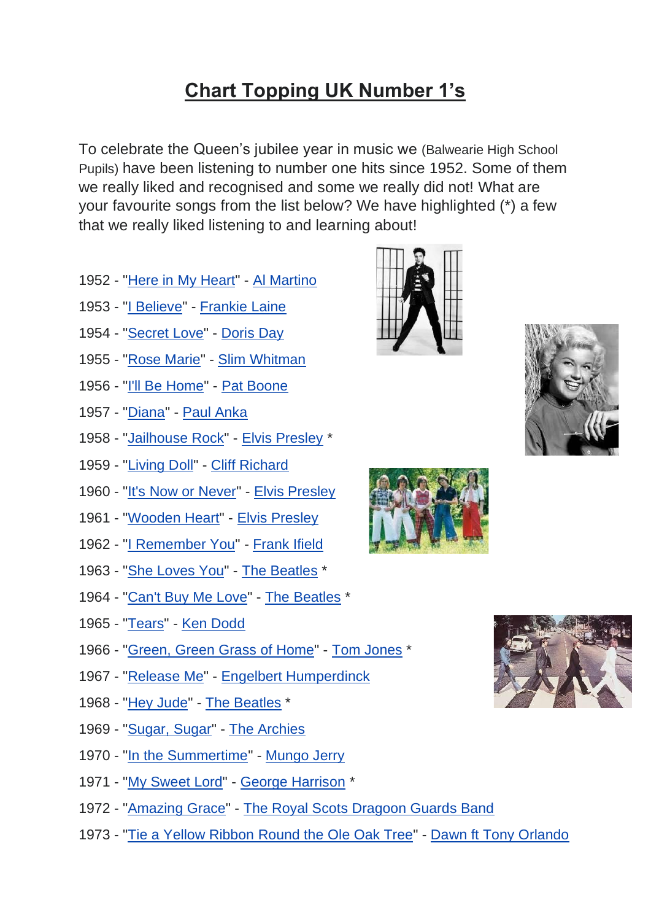# Chart Topping UK Number 1's

To celebrate the Queen's jubilee year in music we (Balwearie High School Pupils) have been listening to number one hits since 1952. Some of them we really liked and recognised and some we really did not! What are your favourite songs from the list below? We have highlighted (*) a few that we really liked listening to and learning about!

1952 - "Here in My Heart" - Al Martino
1953 - "I Believe" - Frankie Laine
1954 - "Secret Love" - Doris Day
1955 - "Rose Marie" - Slim Whitman
1956 - "I'll Be Home" - Pat Boone
1957 - "Diana" - Paul Anka
1958 - "Jailhouse Rock" - Elvis Presley *
1959 - "Living Doll" - Cliff Richard
1960 - "It's Now or Never" - Elvis Presley
1961 - "Wooden Heart" - Elvis Presley
1962 - "I Remember You" - Frank Ifield
1963 - "She Loves You" - The Beatles *
1964 - "Can't Buy Me Love" - The Beatles *
1965 - "Tears" - Ken Dodd
1966 - "Green, Green Grass of Home" - Tom Jones *
1967 - "Release Me" - Engelbert Humperdinck
1968 - "Hey Jude" - The Beatles *
1969 - "Sugar, Sugar" - The Archies
1970 - "In the Summertime" - Mungo Jerry
1971 - "My Sweet Lord" - George Harrison *
1972 - "Amazing Grace" - The Royal Scots Dragoon Guards Band
1973 - "Tie a Yellow Ribbon Round the Ole Oak Tree" - Dawn ft Tony Orlando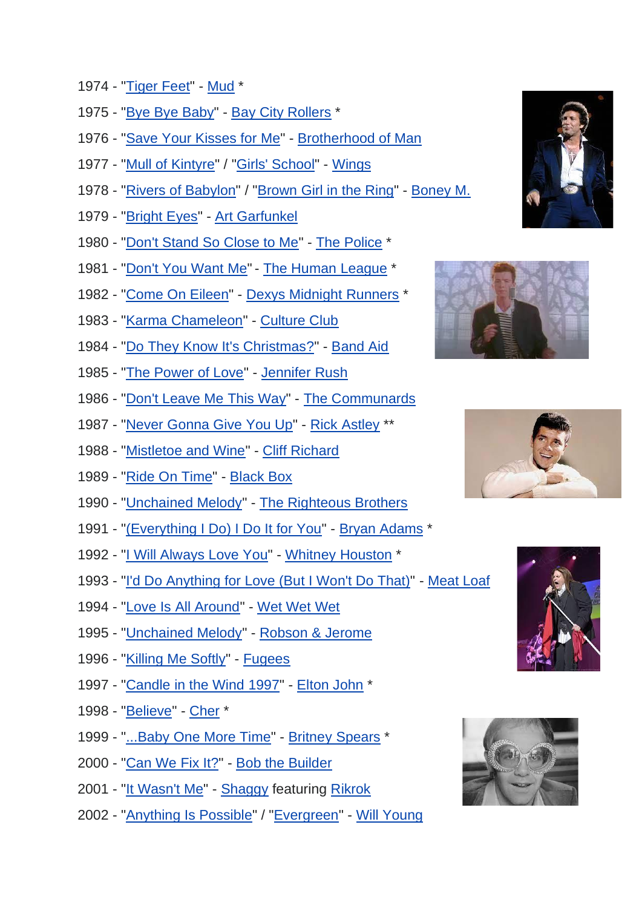1974 - "Tiger Feet" - Mud *

1975 - "Bye Bye Baby" - Bay City Rollers *

1976 - "Save Your Kisses for Me" - Brotherhood of Man

1977 - "Mull of Kintyre" / "Girls' School" - Wings

1978 - "Rivers of Babylon" / "Brown Girl in the Ring" - Boney M.

1979 - "Bright Eyes" - Art Garfunkel

1980 - "Don't Stand So Close to Me" - The Police *

1981 - "Don't You Want Me" - The Human League *

1982 - "Come On Eileen" - Dexys Midnight Runners *

1983 - "Karma Chameleon" - Culture Club

1984 - "Do They Know It's Christmas?" - Band Aid

1985 - "The Power of Love" - Jennifer Rush

1986 - "Don't Leave Me This Way" - The Communards

1987 - "Never Gonna Give You Up" - Rick Astley **

1988 - "Mistletoe and Wine" - Cliff Richard

1989 - "Ride On Time" - Black Box

1990 - "Unchained Melody" - The Righteous Brothers

1991 - "(Everything I Do) I Do It for You" - Bryan Adams *

1992 - "I Will Always Love You" - Whitney Houston *

1993 - "I'd Do Anything for Love (But I Won't Do That)" - Meat Loaf

1994 - "Love Is All Around" - Wet Wet Wet

1995 - "Unchained Melody" - Robson & Jerome

1996 - "Killing Me Softly" - Fugees

1997 - "Candle in the Wind 1997" - Elton John *

1998 - "Believe" - Cher *

1999 - "...Baby One More Time" - Britney Spears *

2000 - "Can We Fix It?" - Bob the Builder

2001 - "It Wasn't Me" - Shaggy featuring Rikrok

2002 - "Anything Is Possible" / "Evergreen" - Will Young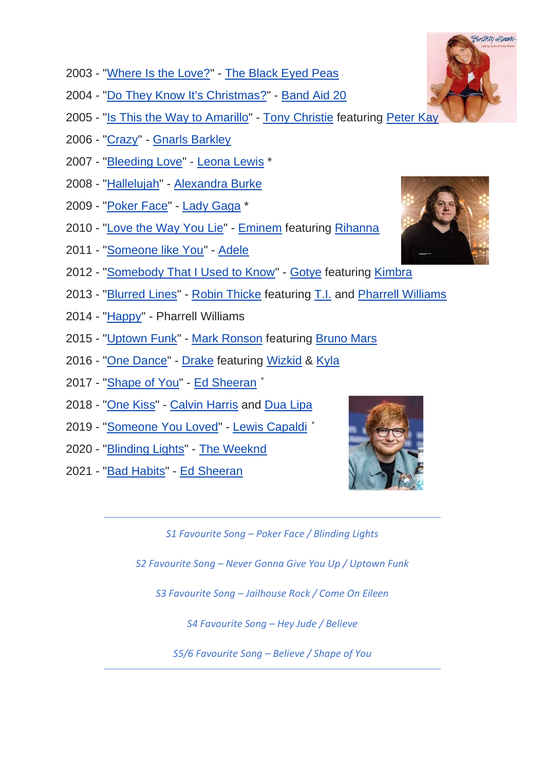2003 - "Where Is the Love?" - The Black Eyed Peas

2004 - "Do They Know It's Christmas?" - Band Aid 20

2005 - "Is This the Way to Amarillo" - Tony Christie featuring Peter Kay

2006 - "Crazy" - Gnarls Barkley

2007 - "Bleeding Love" - Leona Lewis *

2008 - "Hallelujah" - Alexandra Burke

2009 - "Poker Face" - Lady Gaga *

2010 - "Love the Way You Lie" - Eminem featuring Rihanna

2011 - "Someone like You" - Adele

2012 - "Somebody That I Used to Know" - Gotye featuring Kimbra

2013 - "Blurred Lines" - Robin Thicke featuring T.I. and Pharrell Williams

2014 - "Happy" - Pharrell Williams

2015 - "Uptown Funk" - Mark Ronson featuring Bruno Mars

2016 - "One Dance" - Drake featuring Wizkid & Kyla

2017 - "Shape of You" - Ed Sheeran *

2018 - "One Kiss" - Calvin Harris and Dua Lipa

2019 - "Someone You Loved" - Lewis Capaldi *

2020 - "Blinding Lights" - The Weeknd

2021 - "Bad Habits" - Ed Sheeran

---

*S1 Favourite Song – Poker Face / Blinding Lights*

*S2 Favourite Song – Never Gonna Give You Up / Uptown Funk*

*S3 Favourite Song – Jailhouse Rock / Come On Eileen*

*S4 Favourite Song – Hey Jude / Believe*

*S5/6 Favourite Song – Believe / Shape of You*

---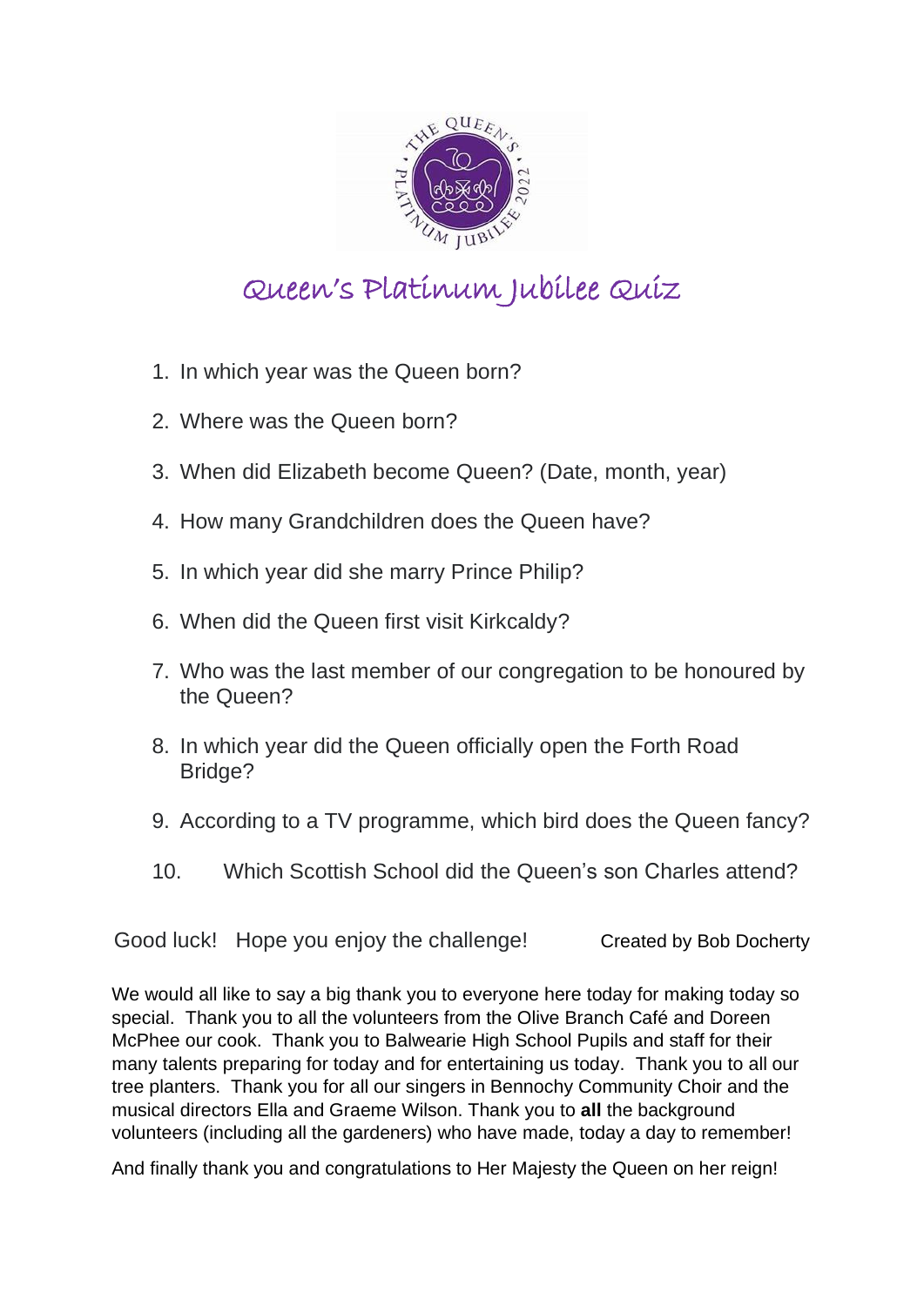# Queen's Platinum Jubilee Quiz

1. In which year was the Queen born?
2. Where was the Queen born?
3. When did Elizabeth become Queen? (Date, month, year)
4. How many Grandchildren does the Queen have?
5. In which year did she marry Prince Philip?
6. When did the Queen first visit Kirkcaldy?
7. Who was the last member of our congregation to be honoured by the Queen?
8. In which year did the Queen officially open the Forth Road Bridge?
9. According to a TV programme, which bird does the Queen fancy?
10. Which Scottish School did the Queen's son Charles attend?

Good luck! Hope you enjoy the challenge! Created by Bob Docherty

We would all like to say a big thank you to everyone here today for making today so special. Thank you to all the volunteers from the Olive Branch Café and Doreen McPhee our cook. Thank you to Balwearie High School Pupils and staff for their many talents preparing for today and for entertaining us today. Thank you to all our tree planters. Thank you for all our singers in Bennochy Community Choir and the musical directors Ella and Graeme Wilson. Thank you to **all** the background volunteers (including all the gardeners) who have made, today a day to remember!

And finally thank you and congratulations to Her Majesty the Queen on her reign!